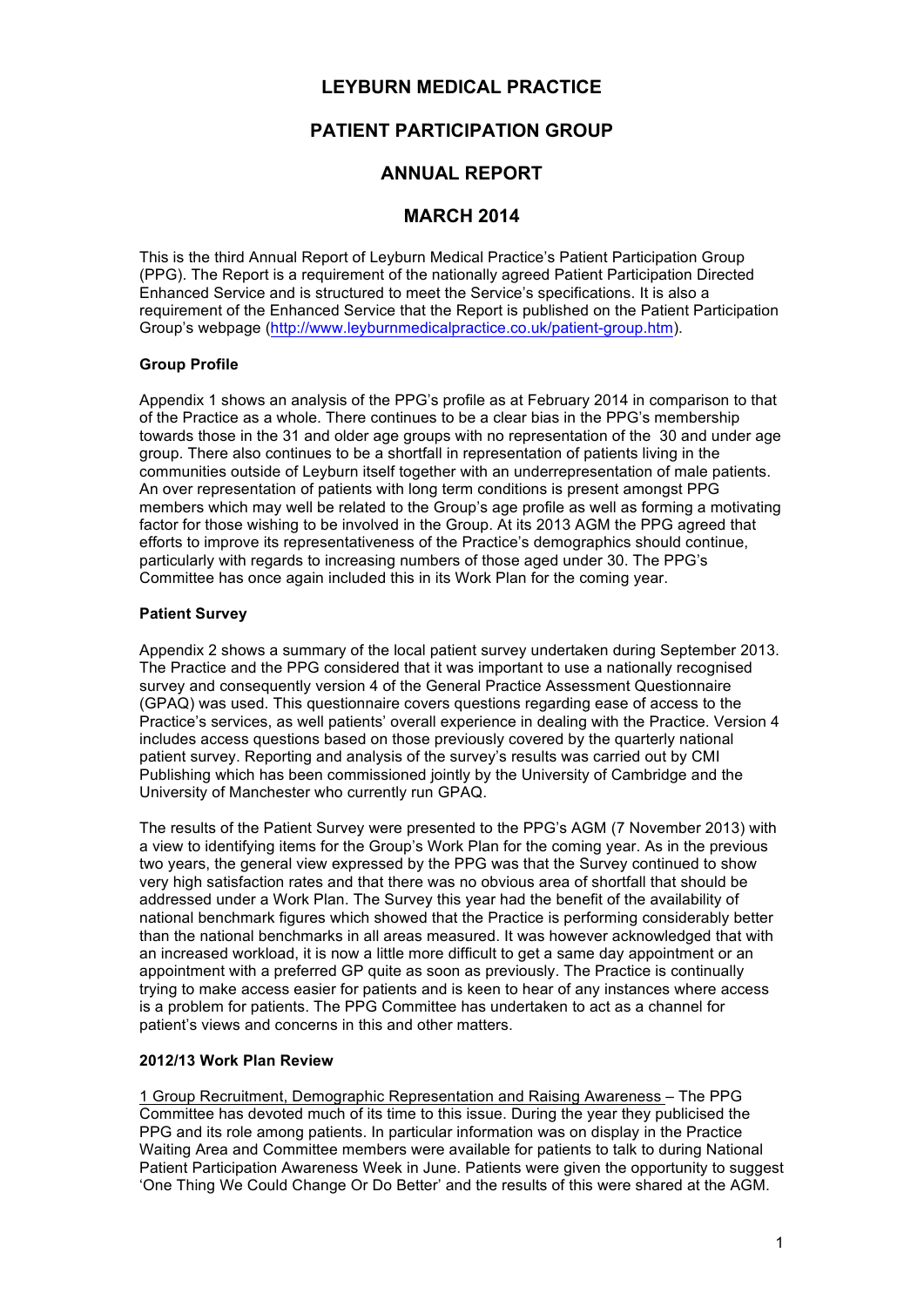# LEYBURN MEDICAL PRACTICE

## PATIENT PARTICIPATION GROUP

## ANNUAL REPORT

## MARCH 2014

This is the third Annual Report of Leyburn Medical Practice's Patient Participation Group (PPG). The Report is a requirement of the nationally agreed Patient Participation Directed Enhanced Service and is structured to meet the Service's specifications. It is also a requirement of the Enhanced Service that the Report is published on the Patient Participation Group's webpage (http://www.leyburnmedicalpractice.co.uk/patient-group.htm).

**Group Profile**

Appendix 1 shows an analysis of the PPG's profile as at February 2014 in comparison to that of the Practice as a whole. There continues to be a clear bias in the PPG's membership towards those in the 31 and older age groups with no representation of the 30 and under age group. There also continues to be a shortfall in representation of patients living in the communities outside of Leyburn itself together with an underrepresentation of male patients. An over representation of patients with long term conditions is present amongst PPG members which may well be related to the Group's age profile as well as forming a motivating factor for those wishing to be involved in the Group. At its 2013 AGM the PPG agreed that efforts to improve its representativeness of the Practice's demographics should continue, particularly with regards to increasing numbers of those aged under 30. The PPG's Committee has once again included this in its Work Plan for the coming year.

**Patient Survey**

Appendix 2 shows a summary of the local patient survey undertaken during September 2013. The Practice and the PPG considered that it was important to use a nationally recognised survey and consequently version 4 of the General Practice Assessment Questionnaire (GPAQ) was used. This questionnaire covers questions regarding ease of access to the Practice's services, as well patients' overall experience in dealing with the Practice. Version 4 includes access questions based on those previously covered by the quarterly national patient survey. Reporting and analysis of the survey's results was carried out by CMI Publishing which has been commissioned jointly by the University of Cambridge and the University of Manchester who currently run GPAQ.

The results of the Patient Survey were presented to the PPG's AGM (7 November 2013) with a view to identifying items for the Group's Work Plan for the coming year. As in the previous two years, the general view expressed by the PPG was that the Survey continued to show very high satisfaction rates and that there was no obvious area of shortfall that should be addressed under a Work Plan. The Survey this year had the benefit of the availability of national benchmark figures which showed that the Practice is performing considerably better than the national benchmarks in all areas measured. It was however acknowledged that with an increased workload, it is now a little more difficult to get a same day appointment or an appointment with a preferred GP quite as soon as previously. The Practice is continually trying to make access easier for patients and is keen to hear of any instances where access is a problem for patients. The PPG Committee has undertaken to act as a channel for patient's views and concerns in this and other matters.

**2012/13 Work Plan Review**

1 Group Recruitment, Demographic Representation and Raising Awareness – The PPG Committee has devoted much of its time to this issue. During the year they publicised the PPG and its role among patients. In particular information was on display in the Practice Waiting Area and Committee members were available for patients to talk to during National Patient Participation Awareness Week in June. Patients were given the opportunity to suggest 'One Thing We Could Change Or Do Better' and the results of this were shared at the AGM.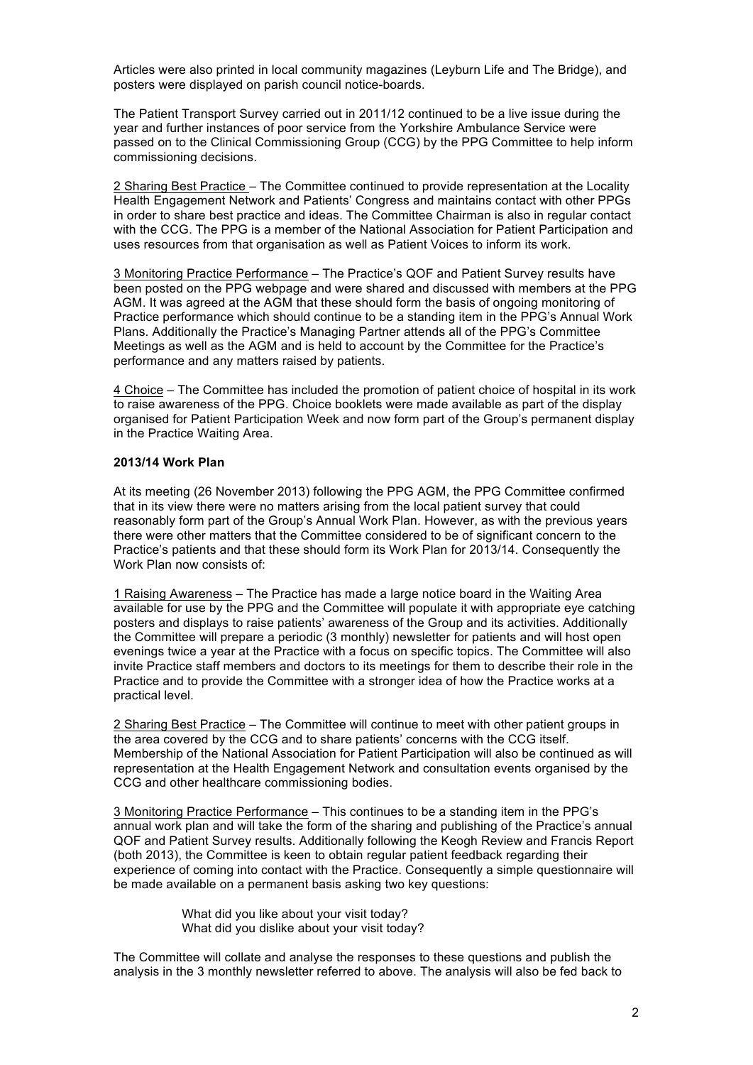Articles were also printed in local community magazines (Leyburn Life and The Bridge), and posters were displayed on parish council notice-boards.

The Patient Transport Survey carried out in 2011/12 continued to be a live issue during the year and further instances of poor service from the Yorkshire Ambulance Service were passed on to the Clinical Commissioning Group (CCG) by the PPG Committee to help inform commissioning decisions.

2 Sharing Best Practice – The Committee continued to provide representation at the Locality Health Engagement Network and Patients' Congress and maintains contact with other PPGs in order to share best practice and ideas. The Committee Chairman is also in regular contact with the CCG. The PPG is a member of the National Association for Patient Participation and uses resources from that organisation as well as Patient Voices to inform its work.

3 Monitoring Practice Performance – The Practice's QOF and Patient Survey results have been posted on the PPG webpage and were shared and discussed with members at the PPG AGM. It was agreed at the AGM that these should form the basis of ongoing monitoring of Practice performance which should continue to be a standing item in the PPG's Annual Work Plans. Additionally the Practice's Managing Partner attends all of the PPG's Committee Meetings as well as the AGM and is held to account by the Committee for the Practice's performance and any matters raised by patients.

4 Choice – The Committee has included the promotion of patient choice of hospital in its work to raise awareness of the PPG. Choice booklets were made available as part of the display organised for Patient Participation Week and now form part of the Group's permanent display in the Practice Waiting Area.

**2013/14 Work Plan**

At its meeting (26 November 2013) following the PPG AGM, the PPG Committee confirmed that in its view there were no matters arising from the local patient survey that could reasonably form part of the Group's Annual Work Plan. However, as with the previous years there were other matters that the Committee considered to be of significant concern to the Practice's patients and that these should form its Work Plan for 2013/14. Consequently the Work Plan now consists of:

1 Raising Awareness – The Practice has made a large notice board in the Waiting Area available for use by the PPG and the Committee will populate it with appropriate eye catching posters and displays to raise patients' awareness of the Group and its activities. Additionally the Committee will prepare a periodic (3 monthly) newsletter for patients and will host open evenings twice a year at the Practice with a focus on specific topics. The Committee will also invite Practice staff members and doctors to its meetings for them to describe their role in the Practice and to provide the Committee with a stronger idea of how the Practice works at a practical level.

2 Sharing Best Practice – The Committee will continue to meet with other patient groups in the area covered by the CCG and to share patients' concerns with the CCG itself. Membership of the National Association for Patient Participation will also be continued as will representation at the Health Engagement Network and consultation events organised by the CCG and other healthcare commissioning bodies.

3 Monitoring Practice Performance – This continues to be a standing item in the PPG's annual work plan and will take the form of the sharing and publishing of the Practice's annual QOF and Patient Survey results. Additionally following the Keogh Review and Francis Report (both 2013), the Committee is keen to obtain regular patient feedback regarding their experience of coming into contact with the Practice. Consequently a simple questionnaire will be made available on a permanent basis asking two key questions:

> What did you like about your visit today?
> What did you dislike about your visit today?

The Committee will collate and analyse the responses to these questions and publish the analysis in the 3 monthly newsletter referred to above. The analysis will also be fed back to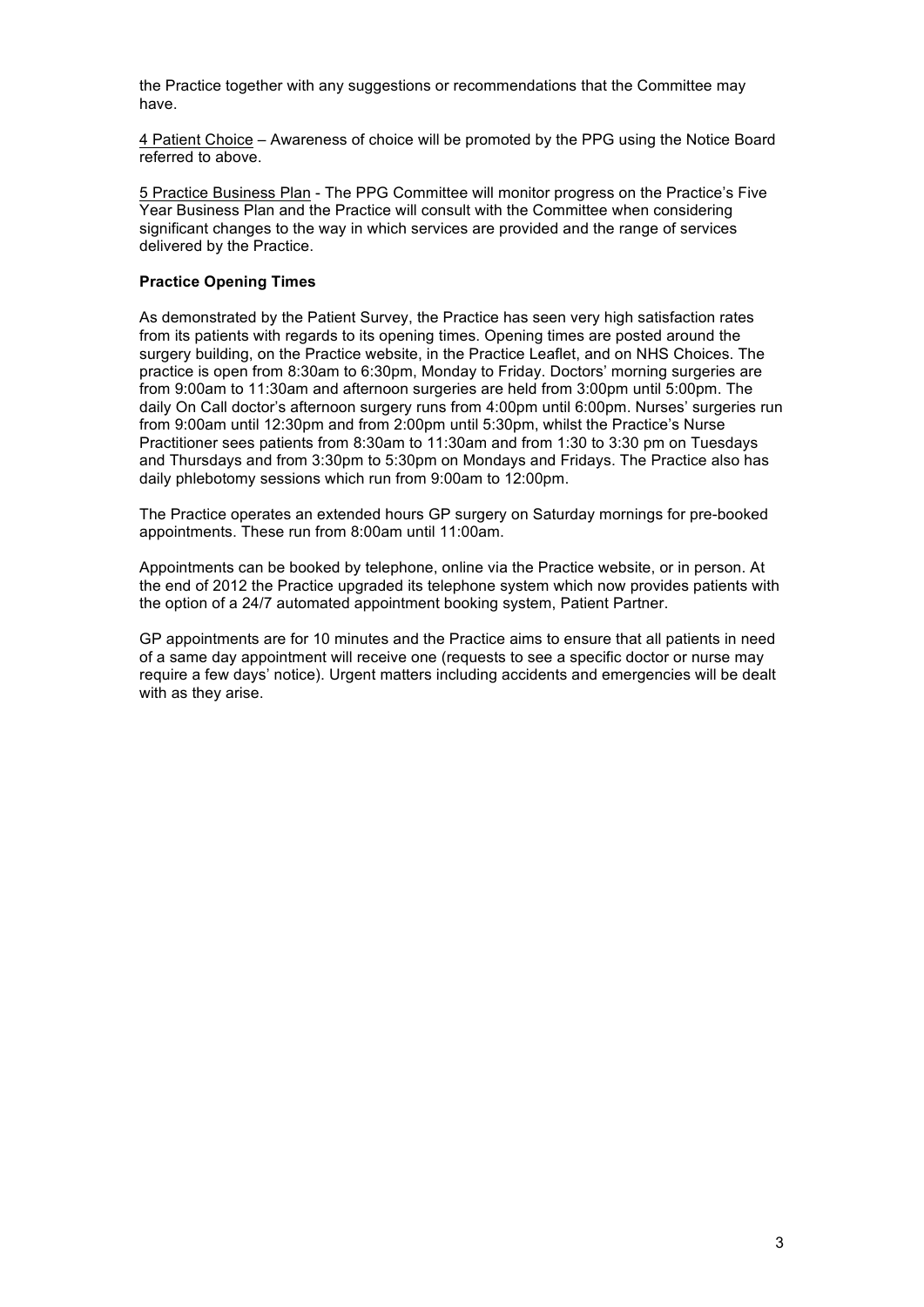the Practice together with any suggestions or recommendations that the Committee may have.

<u>4 Patient Choice</u> – Awareness of choice will be promoted by the PPG using the Notice Board referred to above.

<u>5 Practice Business Plan</u> - The PPG Committee will monitor progress on the Practice's Five Year Business Plan and the Practice will consult with the Committee when considering significant changes to the way in which services are provided and the range of services delivered by the Practice.

**Practice Opening Times**

As demonstrated by the Patient Survey, the Practice has seen very high satisfaction rates from its patients with regards to its opening times. Opening times are posted around the surgery building, on the Practice website, in the Practice Leaflet, and on NHS Choices. The practice is open from 8:30am to 6:30pm, Monday to Friday. Doctors' morning surgeries are from 9:00am to 11:30am and afternoon surgeries are held from 3:00pm until 5:00pm. The daily On Call doctor's afternoon surgery runs from 4:00pm until 6:00pm. Nurses' surgeries run from 9:00am until 12:30pm and from 2:00pm until 5:30pm, whilst the Practice's Nurse Practitioner sees patients from 8:30am to 11:30am and from 1:30 to 3:30 pm on Tuesdays and Thursdays and from 3:30pm to 5:30pm on Mondays and Fridays. The Practice also has daily phlebotomy sessions which run from 9:00am to 12:00pm.

The Practice operates an extended hours GP surgery on Saturday mornings for pre-booked appointments. These run from 8:00am until 11:00am.

Appointments can be booked by telephone, online via the Practice website, or in person. At the end of 2012 the Practice upgraded its telephone system which now provides patients with the option of a 24/7 automated appointment booking system, Patient Partner.

GP appointments are for 10 minutes and the Practice aims to ensure that all patients in need of a same day appointment will receive one (requests to see a specific doctor or nurse may require a few days' notice). Urgent matters including accidents and emergencies will be dealt with as they arise.